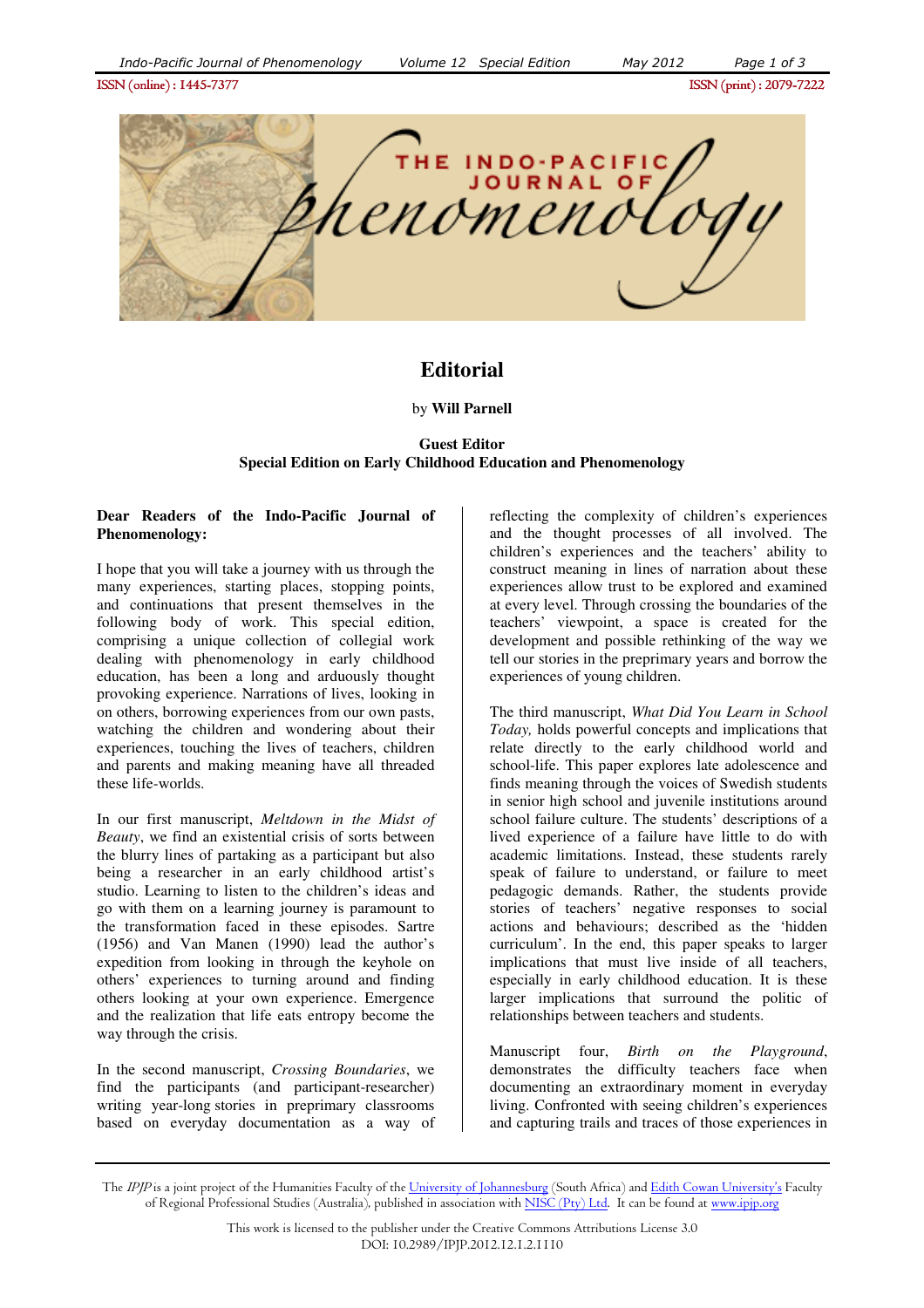# Editorial

by **Will Parnell**

**Guest Editor**
**Special Edition on Early Childhood Education and Phenomenology**

**Dear Readers of the Indo-Pacific Journal of Phenomenology:**

I hope that you will take a journey with us through the many experiences, starting places, stopping points, and continuations that present themselves in the following body of work. This special edition, comprising a unique collection of collegial work dealing with phenomenology in early childhood education, has been a long and arduously thought provoking experience. Narrations of lives, looking in on others, borrowing experiences from our own pasts, watching the children and wondering about their experiences, touching the lives of teachers, children and parents and making meaning have all threaded these life-worlds.

In our first manuscript, *Meltdown in the Midst of Beauty*, we find an existential crisis of sorts between the blurry lines of partaking as a participant but also being a researcher in an early childhood artist's studio. Learning to listen to the children's ideas and go with them on a learning journey is paramount to the transformation faced in these episodes. Sartre (1956) and Van Manen (1990) lead the author's expedition from looking in through the keyhole on others' experiences to turning around and finding others looking at your own experience. Emergence and the realization that life eats entropy become the way through the crisis.

In the second manuscript, *Crossing Boundaries*, we find the participants (and participant-researcher) writing year-long stories in preprimary classrooms based on everyday documentation as a way of reflecting the complexity of children's experiences and the thought processes of all involved. The children's experiences and the teachers' ability to construct meaning in lines of narration about these experiences allow trust to be explored and examined at every level. Through crossing the boundaries of the teachers' viewpoint, a space is created for the development and possible rethinking of the way we tell our stories in the preprimary years and borrow the experiences of young children.

The third manuscript, *What Did You Learn in School Today,* holds powerful concepts and implications that relate directly to the early childhood world and school-life. This paper explores late adolescence and finds meaning through the voices of Swedish students in senior high school and juvenile institutions around school failure culture. The students' descriptions of a lived experience of a failure have little to do with academic limitations. Instead, these students rarely speak of failure to understand, or failure to meet pedagogic demands. Rather, the students provide stories of teachers' negative responses to social actions and behaviours; described as the 'hidden curriculum'. In the end, this paper speaks to larger implications that must live inside of all teachers, especially in early childhood education. It is these larger implications that surround the politic of relationships between teachers and students.

Manuscript four, *Birth on the Playground*, demonstrates the difficulty teachers face when documenting an extraordinary moment in everyday living. Confronted with seeing children's experiences and capturing trails and traces of those experiences in

---

The *IPJP* is a joint project of the Humanities Faculty of the University of Johannesburg (South Africa) and Edith Cowan University's Faculty of Regional Professional Studies (Australia), published in association with NISC (Pty) Ltd. It can be found at www.ipjp.org.

This work is licensed to the publisher under the Creative Commons Attributions License 3.0

DOI: 10.2989/IPJP.2012.12.1.2.1110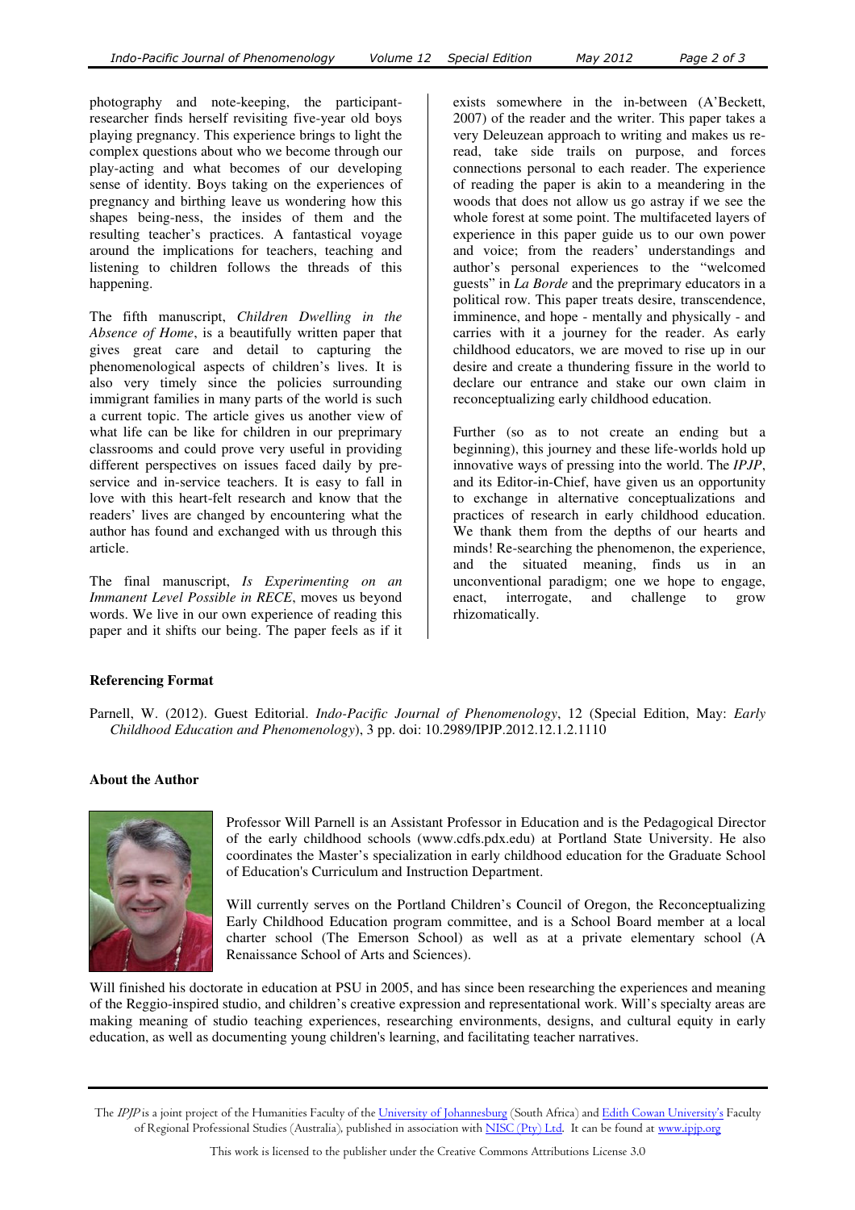photography and note-keeping, the participant-researcher finds herself revisiting five-year old boys playing pregnancy. This experience brings to light the complex questions about who we become through our play-acting and what becomes of our developing sense of identity. Boys taking on the experiences of pregnancy and birthing leave us wondering how this shapes being-ness, the insides of them and the resulting teacher's practices. A fantastical voyage around the implications for teachers, teaching and listening to children follows the threads of this happening.

The fifth manuscript, *Children Dwelling in the Absence of Home*, is a beautifully written paper that gives great care and detail to capturing the phenomenological aspects of children's lives. It is also very timely since the policies surrounding immigrant families in many parts of the world is such a current topic. The article gives us another view of what life can be like for children in our preprimary classrooms and could prove very useful in providing different perspectives on issues faced daily by pre-service and in-service teachers. It is easy to fall in love with this heart-felt research and know that the readers' lives are changed by encountering what the author has found and exchanged with us through this article.

The final manuscript, *Is Experimenting on an Immanent Level Possible in RECE*, moves us beyond words. We live in our own experience of reading this paper and it shifts our being. The paper feels as if it exists somewhere in the in-between (A'Beckett, 2007) of the reader and the writer. This paper takes a very Deleuzean approach to writing and makes us re-read, take side trails on purpose, and forces connections personal to each reader. The experience of reading the paper is akin to a meandering in the woods that does not allow us go astray if we see the whole forest at some point. The multifaceted layers of experience in this paper guide us to our own power and voice; from the readers' understandings and author's personal experiences to the "welcomed guests" in *La Borde* and the preprimary educators in a political row. This paper treats desire, transcendence, imminence, and hope - mentally and physically - and carries with it a journey for the reader. As early childhood educators, we are moved to rise up in our desire and create a thundering fissure in the world to declare our entrance and stake our own claim in reconceptualizing early childhood education.

Further (so as to not create an ending but a beginning), this journey and these life-worlds hold up innovative ways of pressing into the world. The *IPJP*, and its Editor-in-Chief, have given us an opportunity to exchange in alternative conceptualizations and practices of research in early childhood education. We thank them from the depths of our hearts and minds! Re-searching the phenomenon, the experience, and the situated meaning, finds us in an unconventional paradigm; one we hope to engage, enact, interrogate, and challenge to grow rhizomatically.

**Referencing Format**

Parnell, W. (2012). Guest Editorial. *Indo-Pacific Journal of Phenomenology*, 12 (Special Edition, May: *Early Childhood Education and Phenomenology*), 3 pp. doi: 10.2989/IPJP.2012.12.1.2.1110

**About the Author**

Professor Will Parnell is an Assistant Professor in Education and is the Pedagogical Director of the early childhood schools (www.cdfs.pdx.edu) at Portland State University. He also coordinates the Master's specialization in early childhood education for the Graduate School of Education's Curriculum and Instruction Department.

Will currently serves on the Portland Children's Council of Oregon, the Reconceptualizing Early Childhood Education program committee, and is a School Board member at a local charter school (The Emerson School) as well as at a private elementary school (A Renaissance School of Arts and Sciences).

Will finished his doctorate in education at PSU in 2005, and has since been researching the experiences and meaning of the Reggio-inspired studio, and children's creative expression and representational work. Will's specialty areas are making meaning of studio teaching experiences, researching environments, designs, and cultural equity in early education, as well as documenting young children's learning, and facilitating teacher narratives.

The *IPJP* is a joint project of the Humanities Faculty of the University of Johannesburg (South Africa) and Edith Cowan University's Faculty of Regional Professional Studies (Australia), published in association with NISC (Pty) Ltd. It can be found at www.ipjp.org

This work is licensed to the publisher under the Creative Commons Attributions License 3.0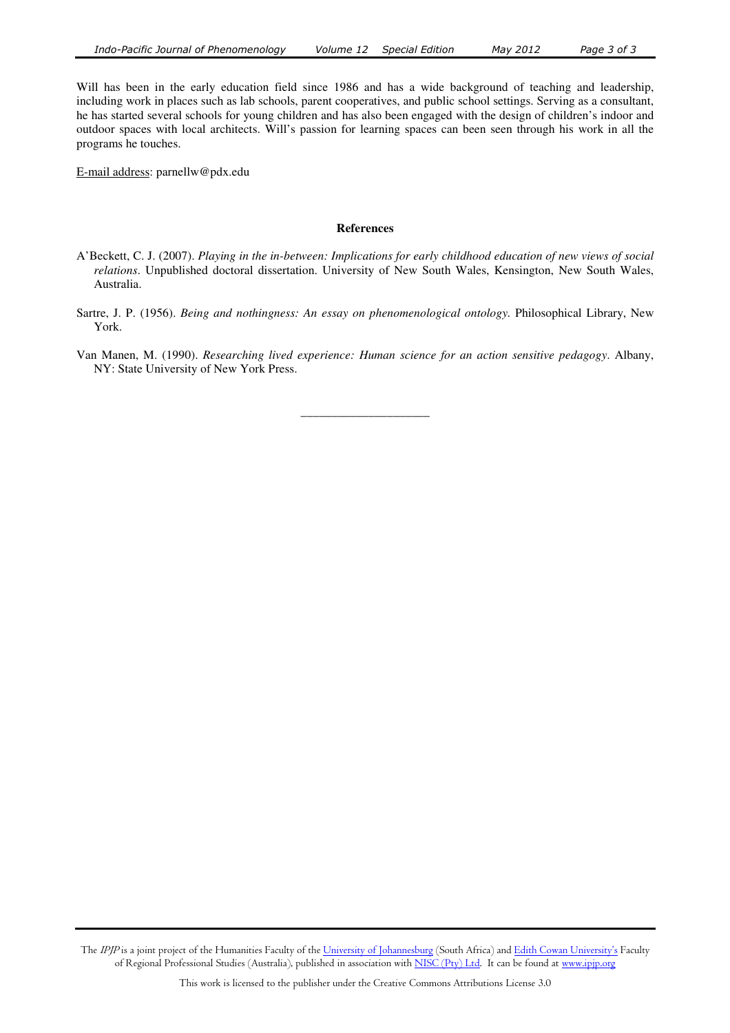Will has been in the early education field since 1986 and has a wide background of teaching and leadership, including work in places such as lab schools, parent cooperatives, and public school settings. Serving as a consultant, he has started several schools for young children and has also been engaged with the design of children's indoor and outdoor spaces with local architects. Will's passion for learning spaces can been seen through his work in all the programs he touches.

E-mail address: parnellw@pdx.edu

## References

A'Beckett, C. J. (2007). *Playing in the in-between: Implications for early childhood education of new views of social relations*. Unpublished doctoral dissertation. University of New South Wales, Kensington, New South Wales, Australia.

Sartre, J. P. (1956). *Being and nothingness: An essay on phenomenological ontology.* Philosophical Library, New York.

Van Manen, M. (1990). *Researching lived experience: Human science for an action sensitive pedagogy*. Albany, NY: State University of New York Press.

---

The *IPJP* is a joint project of the Humanities Faculty of the University of Johannesburg (South Africa) and Edith Cowan University's Faculty of Regional Professional Studies (Australia), published in association with NISC (Pty) Ltd. It can be found at www.ipjp.org

This work is licensed to the publisher under the Creative Commons Attributions License 3.0